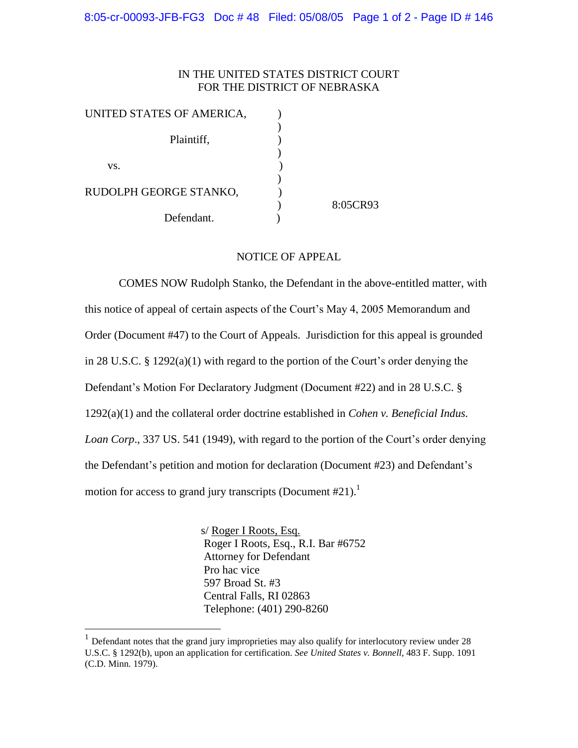IN THE UNITED STATES DISTRICT COURT
FOR THE DISTRICT OF NEBRASKA

UNITED STATES OF AMERICA,
Plaintiff,

vs.

RUDOLPH GEORGE STANKO,
Defendant.

8:05CR93

## NOTICE OF APPEAL

COMES NOW Rudolph Stanko, the Defendant in the above-entitled matter, with this notice of appeal of certain aspects of the Court's May 4, 2005 Memorandum and Order (Document #47) to the Court of Appeals. Jurisdiction for this appeal is grounded in 28 U.S.C. § 1292(a)(1) with regard to the portion of the Court's order denying the Defendant's Motion For Declaratory Judgment (Document #22) and in 28 U.S.C. § 1292(a)(1) and the collateral order doctrine established in *Cohen v. Beneficial Indus. Loan Corp*., 337 US. 541 (1949), with regard to the portion of the Court's order denying the Defendant's petition and motion for declaration (Document #23) and Defendant's motion for access to grand jury transcripts (Document #21).[1]

s/ Roger I Roots, Esq.
Roger I Roots, Esq., R.I. Bar #6752
Attorney for Defendant
Pro hac vice
597 Broad St. #3
Central Falls, RI 02863
Telephone: (401) 290-8260

[1] Defendant notes that the grand jury improprieties may also qualify for interlocutory review under 28 U.S.C. § 1292(b), upon an application for certification. *See United States v. Bonnell*, 483 F. Supp. 1091 (C.D. Minn. 1979).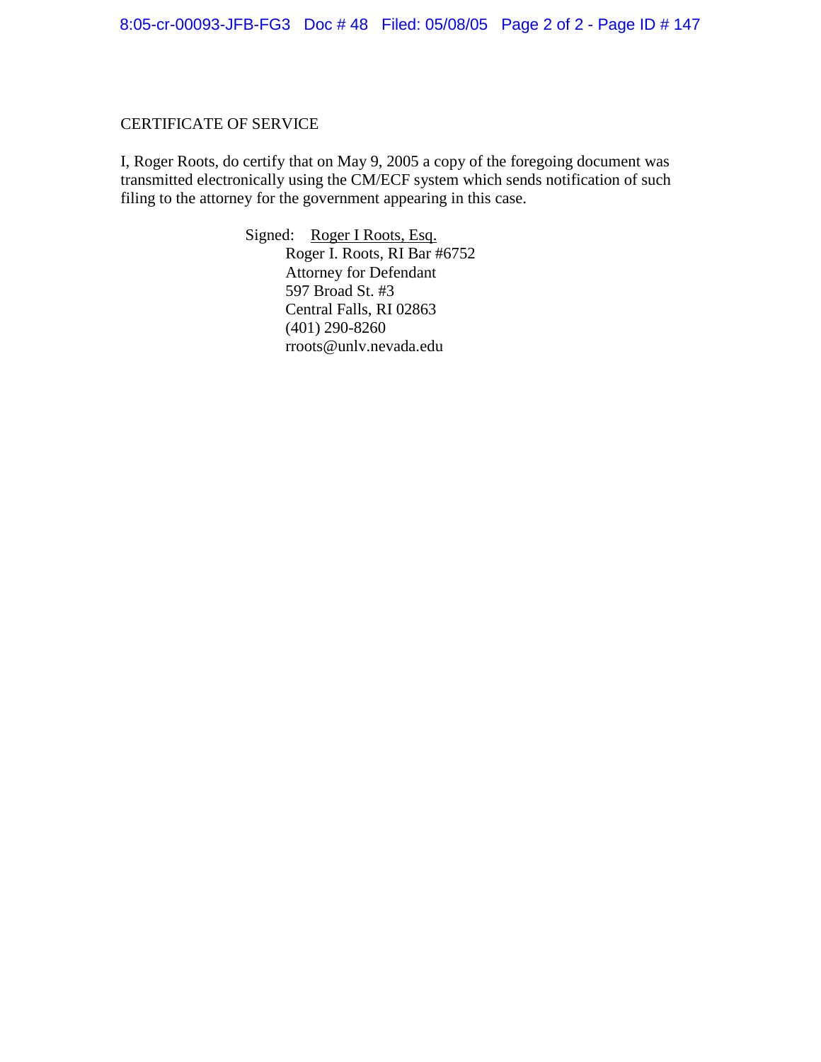CERTIFICATE OF SERVICE

I, Roger Roots, do certify that on May 9, 2005 a copy of the foregoing document was transmitted electronically using the CM/ECF system which sends notification of such filing to the attorney for the government appearing in this case.

Signed: Roger I Roots, Esq.  
Roger I. Roots, RI Bar #6752  
Attorney for Defendant  
597 Broad St. #3  
Central Falls, RI 02863  
(401) 290-8260  
rroots@unlv.nevada.edu